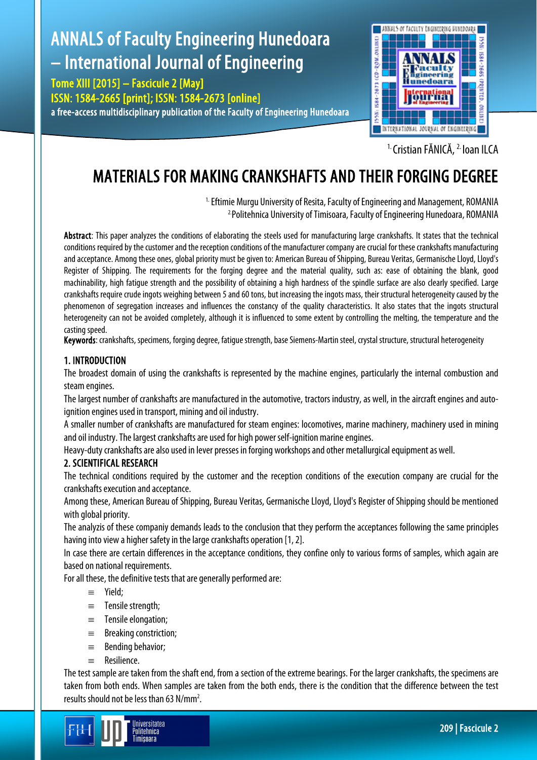[1.] Cristian FĂNICĂ, [2.] Ioan ILCA

# MATERIALS FOR MAKING CRANKSHAFTS AND THEIR FORGING DEGREE

[1.] Eftimie Murgu University of Resita, Faculty of Engineering and Management, ROMANIA
[2.] Politehnica University of Timisoara, Faculty of Engineering Hunedoara, ROMANIA

**Abstract**: This paper analyzes the conditions of elaborating the steels used for manufacturing large crankshafts. It states that the technical conditions required by the customer and the reception conditions of the manufacturer company are crucial for these crankshafts manufacturing and acceptance. Among these ones, global priority must be given to: American Bureau of Shipping, Bureau Veritas, Germanische Lloyd, Lloyd's Register of Shipping. The requirements for the forging degree and the material quality, such as: ease of obtaining the blank, good machinability, high fatigue strength and the possibility of obtaining a high hardness of the spindle surface are also clearly specified. Large crankshafts require crude ingots weighing between 5 and 60 tons, but increasing the ingots mass, their structural heterogeneity caused by the phenomenon of segregation increases and influences the constancy of the quality characteristics. It also states that the ingots structural heterogeneity can not be avoided completely, although it is influenced to some extent by controlling the melting, the temperature and the casting speed.

**Keywords**: crankshafts, specimens, forging degree, fatigue strength, base Siemens-Martin steel, crystal structure, structural heterogeneity

## 1. INTRODUCTION

The broadest domain of using the crankshafts is represented by the machine engines, particularly the internal combustion and steam engines.

The largest number of crankshafts are manufactured in the automotive, tractors industry, as well, in the aircraft engines and auto-ignition engines used in transport, mining and oil industry.

A smaller number of crankshafts are manufactured for steam engines: locomotives, marine machinery, machinery used in mining and oil industry. The largest crankshafts are used for high power self-ignition marine engines.

Heavy-duty crankshafts are also used in lever presses in forging workshops and other metallurgical equipment as well.

## 2. SCIENTIFICAL RESEARCH

The technical conditions required by the customer and the reception conditions of the execution company are crucial for the crankshafts execution and acceptance.

Among these, American Bureau of Shipping, Bureau Veritas, Germanische Lloyd, Lloyd's Register of Shipping should be mentioned with global priority.

The analyzis of these companiy demands leads to the conclusion that they perform the acceptances following the same principles having into view a higher safety in the large crankshafts operation [1, 2].

In case there are certain differences in the acceptance conditions, they confine only to various forms of samples, which again are based on national requirements.

For all these, the definitive tests that are generally performed are:

- Yield;
- Tensile strength;
- Tensile elongation;
- Breaking constriction;
- Bending behavior;
- Resilience.

The test sample are taken from the shaft end, from a section of the extreme bearings. For the larger crankshafts, the specimens are taken from both ends. When samples are taken from the both ends, there is the condition that the difference between the test results should not be less than 63 N/mm$^2$.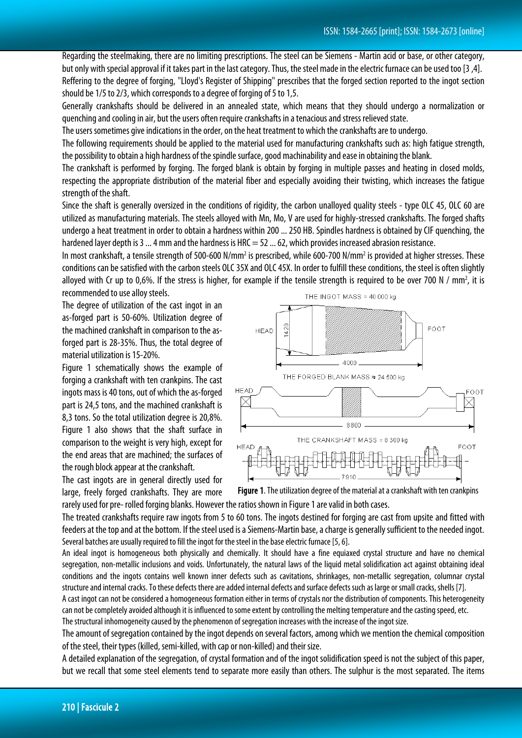Regarding the steelmaking, there are no limiting prescriptions. The steel can be Siemens - Martin acid or base, or other category, but only with special approval if it takes part in the last category. Thus, the steel made in the electric furnace can be used too [3 ,4].

Reffering to the degree of forging, "Lloyd's Register of Shipping" prescribes that the forged section reported to the ingot section should be 1/5 to 2/3, which corresponds to a degree of forging of 5 to 1,5.

Generally crankshafts should be delivered in an annealed state, which means that they should undergo a normalization or quenching and cooling in air, but the users often require crankshafts in a tenacious and stress relieved state.

The users sometimes give indications in the order, on the heat treatment to which the crankshafts are to undergo.

The following requirements should be applied to the material used for manufacturing crankshafts such as: high fatigue strength, the possibility to obtain a high hardness of the spindle surface, good machinability and ease in obtaining the blank.

The crankshaft is performed by forging. The forged blank is obtain by forging in multiple passes and heating in closed molds, respecting the appropriate distribution of the material fiber and especially avoiding their twisting, which increases the fatigue strength of the shaft.

Since the shaft is generally oversized in the conditions of rigidity, the carbon unalloyed quality steels - type OLC 45, OLC 60 are utilized as manufacturing materials. The steels alloyed with Mn, Mo, V are used for highly-stressed crankshafts. The forged shafts undergo a heat treatment in order to obtain a hardness within 200 ... 250 HB. Spindles hardness is obtained by CIF quenching, the hardened layer depth is 3 ... 4 mm and the hardness is HRC = 52 ... 62, which provides increased abrasion resistance.

In most crankshaft, a tensile strength of 500-600 N/mm$^2$ is prescribed, while 600-700 N/mm$^2$ is provided at higher stresses. These conditions can be satisfied with the carbon steels OLC 35X and OLC 45X. In order to fulfill these conditions, the steel is often slightly alloyed with Cr up to 0,6%. If the stress is higher, for example if the tensile strength is required to be over 700 N / mm$^2$, it is recommended to use alloy steels.

The degree of utilization of the cast ingot in an as-forged part is 50-60%. Utilization degree of the machined crankshaft in comparison to the as-forged part is 28-35%. Thus, the total degree of material utilization is 15-20%.

Figure 1 schematically shows the example of forging a crankshaft with ten crankpins. The cast ingots mass is 40 tons, out of which the as-forged part is 24,5 tons, and the machined crankshaft is 8,3 tons. So the total utilization degree is 20,8%. Figure 1 also shows that the shaft surface in comparison to the weight is very high, except for the end areas that are machined; the surfaces of the rough block appear at the crankshaft.

THE INGOT MASS = 40 000 kg

HEAD 1420 FOOT 4000

THE FORGED BLANK MASS ≈ 24 500 kg

HEAD FOOT 8800

THE CRANKSHAFT MASS = 8 300 kg

HEAD FOOT 7910

**Figure 1**. The utilization degree of the material at a crankshaft with ten crankpins

The cast ingots are in general directly used for large, freely forged crankshafts. They are more rarely used for pre- rolled forging blanks. However the ratios shown in Figure 1 are valid in both cases.

The treated crankshafts require raw ingots from 5 to 60 tons. The ingots destined for forging are cast from upsite and fitted with feeders at the top and at the bottom. If the steel used is a Siemens-Martin base, a charge is generally sufficient to the needed ingot. Several batches are usually required to fill the ingot for the steel in the base electric furnace [5, 6].

An ideal ingot is homogeneous both physically and chemically. It should have a fine equiaxed crystal structure and have no chemical segregation, non-metallic inclusions and voids. Unfortunately, the natural laws of the liquid metal solidification act against obtaining ideal conditions and the ingots contains well known inner defects such as cavitations, shrinkages, non-metallic segregation, columnar crystal structure and internal cracks. To these defects there are added internal defects and surface defects such as large or small cracks, shells [7].

A cast ingot can not be considered a homogeneous formation either in terms of crystals nor the distribution of components. This heterogeneity can not be completely avoided although it is influenced to some extent by controlling the melting temperature and the casting speed, etc.

The structural inhomogeneity caused by the phenomenon of segregation increases with the increase of the ingot size.

The amount of segregation contained by the ingot depends on several factors, among which we mention the chemical composition of the steel, their types (killed, semi-killed, with cap or non-killed) and their size.

A detailed explanation of the segregation, of crystal formation and of the ingot solidification speed is not the subject of this paper, but we recall that some steel elements tend to separate more easily than others. The sulphur is the most separated. The items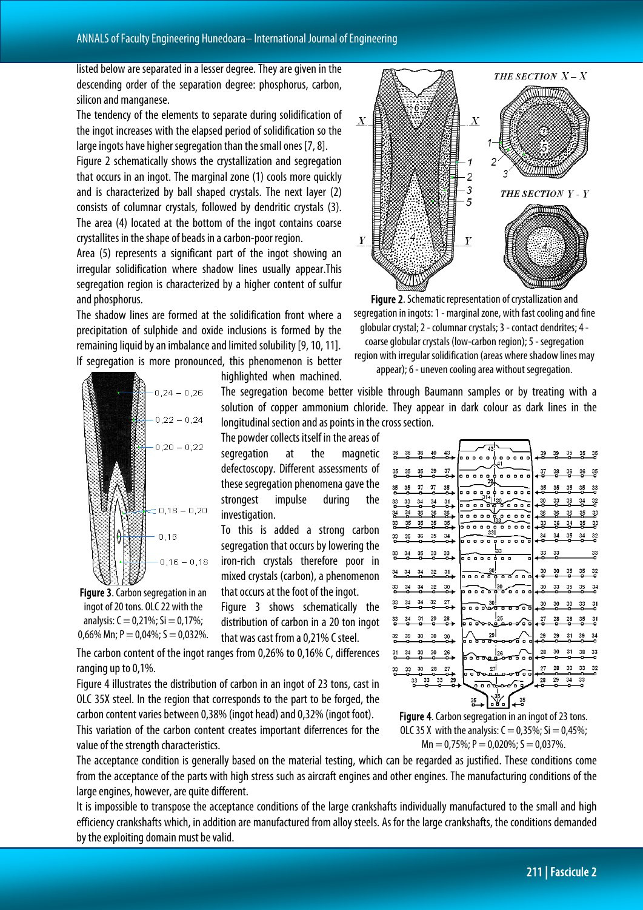listed below are separated in a lesser degree. They are given in the descending order of the separation degree: phosphorus, carbon, silicon and manganese.

The tendency of the elements to separate during solidification of the ingot increases with the elapsed period of solidification so the large ingots have higher segregation than the small ones [7, 8].

Figure 2 schematically shows the crystallization and segregation that occurs in an ingot. The marginal zone (1) cools more quickly and is characterized by ball shaped crystals. The next layer (2) consists of columnar crystals, followed by dendritic crystals (3). The area (4) located at the bottom of the ingot contains coarse crystallites in the shape of beads in a carbon-poor region.

Area (5) represents a significant part of the ingot showing an irregular solidification where shadow lines usually appear.This segregation region is characterized by a higher content of sulfur and phosphorus.

The shadow lines are formed at the solidification front where a precipitation of sulphide and oxide inclusions is formed by the remaining liquid by an imbalance and limited solubility [9, 10, 11]. If segregation is more pronounced, this phenomenon is better highlighted when machined.

**Figure 2**. Schematic representation of crystallization and segregation in ingots: 1 - marginal zone, with fast cooling and fine globular crystal; 2 - columnar crystals; 3 - contact dendrites; 4 - coarse globular crystals (low-carbon region); 5 - segregation region with irregular solidification (areas where shadow lines may appear); 6 - uneven cooling area without segregation.

The segregation become better visible through Baumann samples or by treating with a solution of copper ammonium chloride. They appear in dark colour as dark lines in the longitudinal section and as points in the cross section.

The powder collects itself in the areas of segregation at the magnetic defectoscopy. Different assessments of these segregation phenomena gave the strongest impulse during the investigation.

To this is added a strong carbon segregation that occurs by lowering the iron-rich crystals therefore poor in mixed crystals (carbon), a phenomenon that occurs at the foot of the ingot.

Figure 3 shows schematically the distribution of carbon in a 20 ton ingot that was cast from a 0,21% C steel.

**Figure 3**. Carbon segregation in an ingot of 20 tons. OLC 22 with the analysis: C = 0,21%; Si = 0,17%; 0,66% Mn; P = 0,04%; S = 0,032%.

The carbon content of the ingot ranges from 0,26% to 0,16% C, differences ranging up to 0,1%.

Figure 4 illustrates the distribution of carbon in an ingot of 23 tons, cast in OLC 35X steel. In the region that corresponds to the part to be forged, the carbon content varies between 0,38% (ingot head) and 0,32% (ingot foot).

This variation of the carbon content creates important diferences for the value of the strength characteristics.

**Figure 4**. Carbon segregation in an ingot of 23 tons. OLC 35 X with the analysis: C = 0,35%; Si = 0,45%; Mn = 0,75%; P = 0,020%; S = 0,037%.

The acceptance condition is generally based on the material testing, which can be regarded as justified. These conditions come from the acceptance of the parts with high stress such as aircraft engines and other engines. The manufacturing conditions of the large engines, however, are quite different.

It is impossible to transpose the acceptance conditions of the large crankshafts individually manufactured to the small and high efficiency crankshafts which, in addition are manufactured from alloy steels. As for the large crankshafts, the conditions demanded by the exploiting domain must be valid.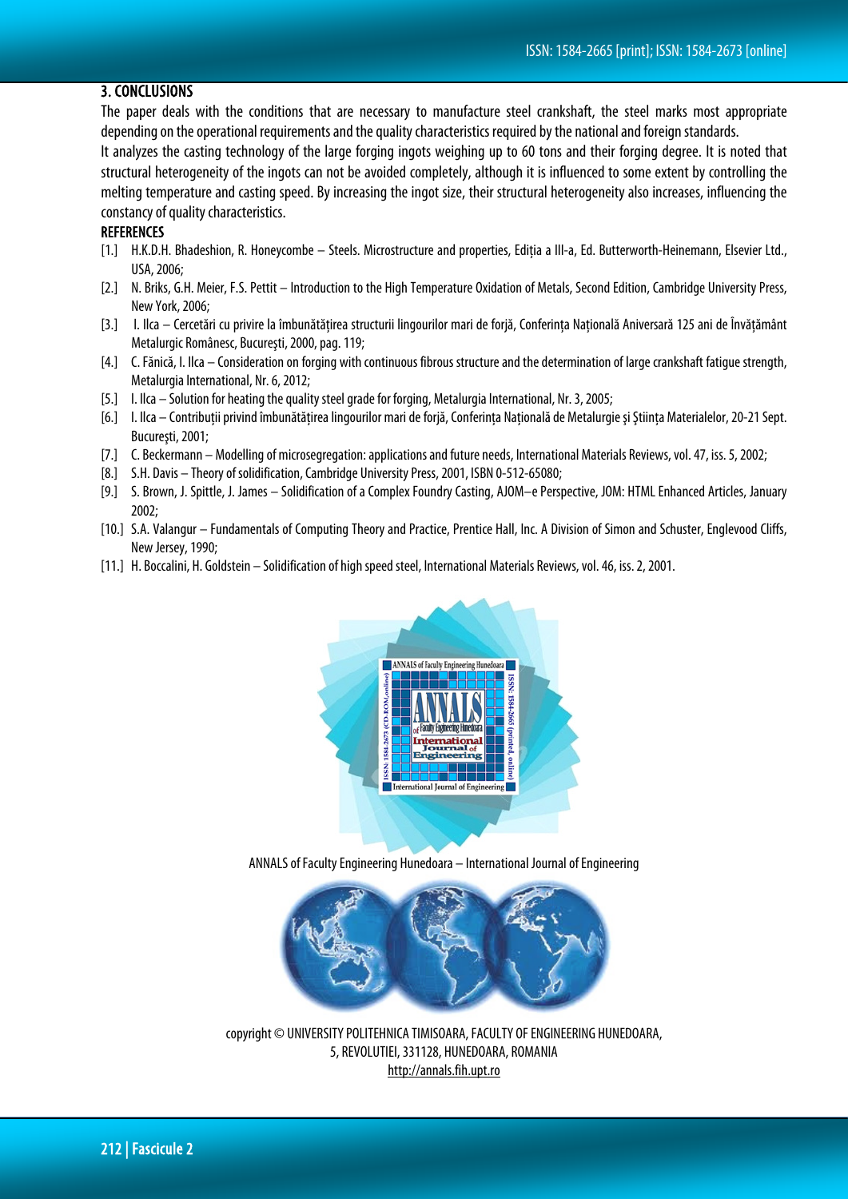## 3. CONCLUSIONS

The paper deals with the conditions that are necessary to manufacture steel crankshaft, the steel marks most appropriate depending on the operational requirements and the quality characteristics required by the national and foreign standards.

It analyzes the casting technology of the large forging ingots weighing up to 60 tons and their forging degree. It is noted that structural heterogeneity of the ingots can not be avoided completely, although it is influenced to some extent by controlling the melting temperature and casting speed. By increasing the ingot size, their structural heterogeneity also increases, influencing the constancy of quality characteristics.

## REFERENCES

[1.] H.K.D.H. Bhadeshion, R. Honeycombe – Steels. Microstructure and properties, Ediția a III-a, Ed. Butterworth-Heinemann, Elsevier Ltd., USA, 2006;

[2.] N. Briks, G.H. Meier, F.S. Pettit – Introduction to the High Temperature Oxidation of Metals, Second Edition, Cambridge University Press, New York, 2006;

[3.] I. Ilca – Cercetări cu privire la îmbunătățirea structurii lingourilor mari de forjă, Conferința Națională Aniversară 125 ani de Învățământ Metalurgic Românesc, Bucureşti, 2000, pag. 119;

[4.] C. Fănică, I. Ilca – Consideration on forging with continuous fibrous structure and the determination of large crankshaft fatigue strength, Metalurgia International, Nr. 6, 2012;

[5.] I. Ilca – Solution for heating the quality steel grade for forging, Metalurgia International, Nr. 3, 2005;

[6.] I. Ilca – Contribuții privind îmbunătățirea lingourilor mari de forjă, Conferința Națională de Metalurgie şi Ştiința Materialelor, 20-21 Sept. Bucureşti, 2001;

[7.] C. Beckermann – Modelling of microsegregation: applications and future needs, International Materials Reviews, vol. 47, iss. 5, 2002;

[8.] S.H. Davis – Theory of solidification, Cambridge University Press, 2001, ISBN 0-512-65080;

[9.] S. Brown, J. Spittle, J. James – Solidification of a Complex Foundry Casting, AJOM–e Perspective, JOM: HTML Enhanced Articles, January 2002;

[10.] S.A. Valangur – Fundamentals of Computing Theory and Practice, Prentice Hall, Inc. A Division of Simon and Schuster, Englevood Cliffs, New Jersey, 1990;

[11.] H. Boccalini, H. Goldstein – Solidification of high speed steel, International Materials Reviews, vol. 46, iss. 2, 2001.

ANNALS of Faculty Engineering Hunedoara – International Journal of Engineering

copyright © UNIVERSITY POLITEHNICA TIMISOARA, FACULTY OF ENGINEERING HUNEDOARA,
5, REVOLUTIEI, 331128, HUNEDOARA, ROMANIA
http://annals.fih.upt.ro